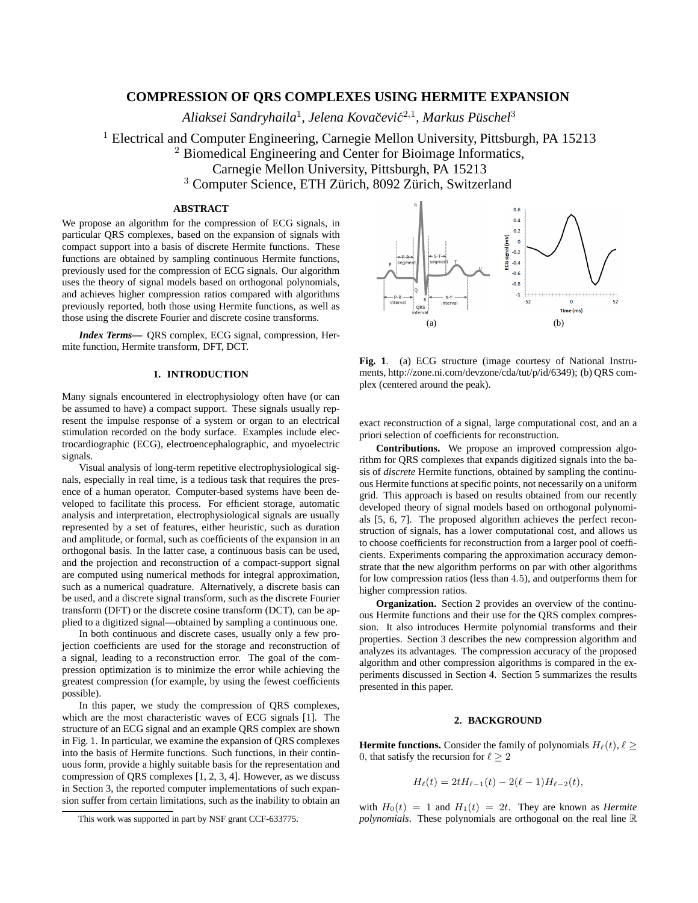# COMPRESSION OF QRS COMPLEXES USING HERMITE EXPANSION

*Aliaksei Sandryhaila*[1], *Jelena Kovačević*[2,1], *Markus Püschel*[3]

[1] Electrical and Computer Engineering, Carnegie Mellon University, Pittsburgh, PA 15213
[2] Biomedical Engineering and Center for Bioimage Informatics,
Carnegie Mellon University, Pittsburgh, PA 15213
[3] Computer Science, ETH Zürich, 8092 Zürich, Switzerland

## ABSTRACT

We propose an algorithm for the compression of ECG signals, in particular QRS complexes, based on the expansion of signals with compact support into a basis of discrete Hermite functions. These functions are obtained by sampling continuous Hermite functions, previously used for the compression of ECG signals. Our algorithm uses the theory of signal models based on orthogonal polynomials, and achieves higher compression ratios compared with algorithms previously reported, both those using Hermite functions, as well as those using the discrete Fourier and discrete cosine transforms.

***Index Terms*—** QRS complex, ECG signal, compression, Hermite function, Hermite transform, DFT, DCT.

## 1. INTRODUCTION

Many signals encountered in electrophysiology often have (or can be assumed to have) a compact support. These signals usually represent the impulse response of a system or organ to an electrical stimulation recorded on the body surface. Examples include electrocardiographic (ECG), electroencephalographic, and myoelectric signals.

Visual analysis of long-term repetitive electrophysiological signals, especially in real time, is a tedious task that requires the presence of a human operator. Computer-based systems have been developed to facilitate this process. For efficient storage, automatic analysis and interpretation, electrophysiological signals are usually represented by a set of features, either heuristic, such as duration and amplitude, or formal, such as coefficients of the expansion in an orthogonal basis. In the latter case, a continuous basis can be used, and the projection and reconstruction of a compact-support signal are computed using numerical methods for integral approximation, such as a numerical quadrature. Alternatively, a discrete basis can be used, and a discrete signal transform, such as the discrete Fourier transform (DFT) or the discrete cosine transform (DCT), can be applied to a digitized signal—obtained by sampling a continuous one.

In both continuous and discrete cases, usually only a few projection coefficients are used for the storage and reconstruction of a signal, leading to a reconstruction error. The goal of the compression optimization is to minimize the error while achieving the greatest compression (for example, by using the fewest coefficients possible).

In this paper, we study the compression of QRS complexes, which are the most characteristic waves of ECG signals [1]. The structure of an ECG signal and an example QRS complex are shown in Fig. 1. In particular, we examine the expansion of QRS complexes into the basis of Hermite functions. Such functions, in their continuous form, provide a highly suitable basis for the representation and compression of QRS complexes [1, 2, 3, 4]. However, as we discuss in Section 3, the reported computer implementations of such expansion suffer from certain limitations, such as the inability to obtain an exact reconstruction of a signal, large computational cost, and an a priori selection of coefficients for reconstruction.

(a) (b)

**Fig. 1**. (a) ECG structure (image courtesy of National Instruments, http://zone.ni.com/devzone/cda/tut/p/id/6349); (b) QRS complex (centered around the peak).

**Contributions.** We propose an improved compression algorithm for QRS complexes that expands digitized signals into the basis of *discrete* Hermite functions, obtained by sampling the continuous Hermite functions at specific points, not necessarily on a uniform grid. This approach is based on results obtained from our recently developed theory of signal models based on orthogonal polynomials [5, 6, 7]. The proposed algorithm achieves the perfect reconstruction of signals, has a lower computational cost, and allows us to choose coefficients for reconstruction from a larger pool of coefficients. Experiments comparing the approximation accuracy demonstrate that the new algorithm performs on par with other algorithms for low compression ratios (less than 4.5), and outperforms them for higher compression ratios.

**Organization.** Section 2 provides an overview of the continuous Hermite functions and their use for the QRS complex compression. It also introduces Hermite polynomial transforms and their properties. Section 3 describes the new compression algorithm and analyzes its advantages. The compression accuracy of the proposed algorithm and other compression algorithms is compared in the experiments discussed in Section 4. Section 5 summarizes the results presented in this paper.

## 2. BACKGROUND

**Hermite functions.** Consider the family of polynomials $H_\ell(t)$, $\ell \geq 0$, that satisfy the recursion for $\ell \geq 2$

$$H_\ell(t) = 2tH_{\ell-1}(t) - 2(\ell-1)H_{\ell-2}(t),$$

with $H_0(t) = 1$ and $H_1(t) = 2t$. They are known as *Hermite polynomials*. These polynomials are orthogonal on the real line $\mathbb{R}$

This work was supported in part by NSF grant CCF-633775.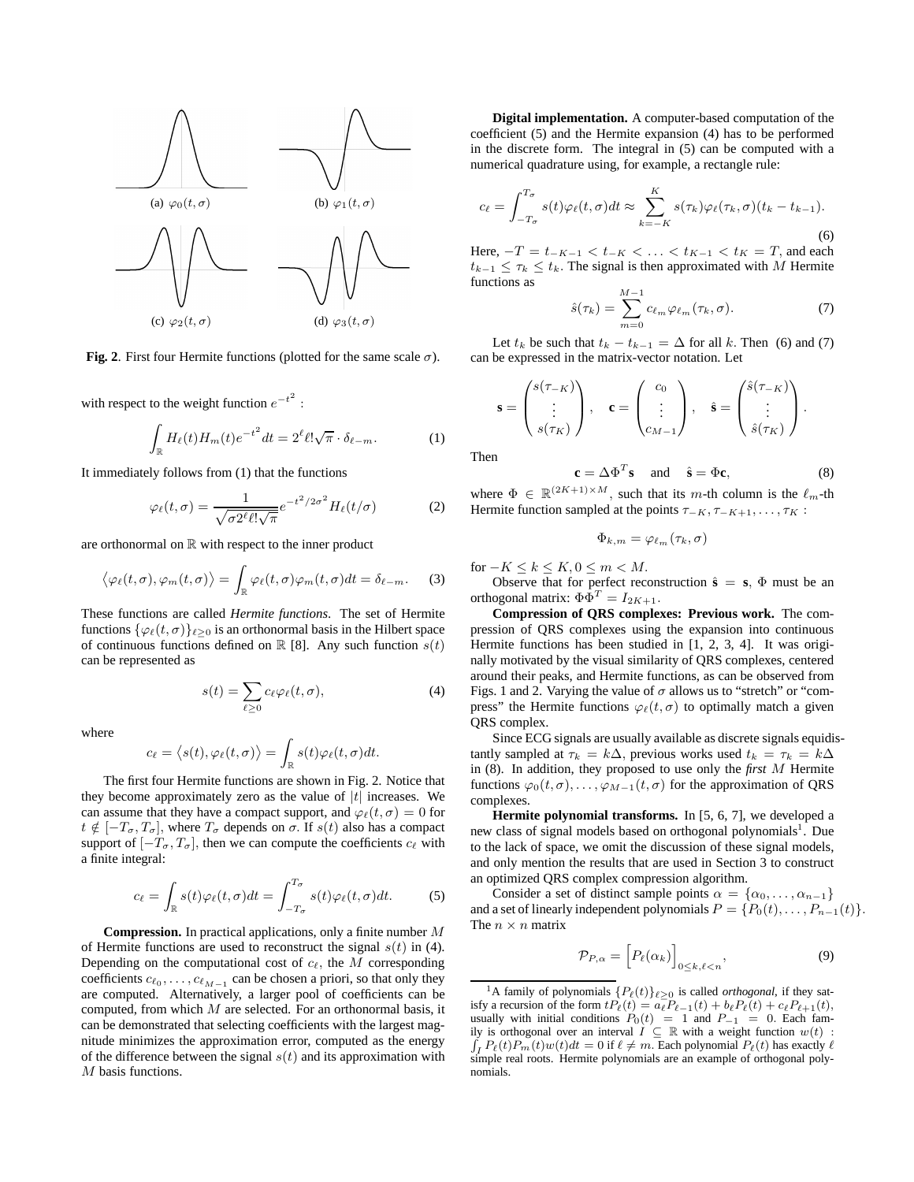(a) $\varphi_0(t,\sigma)$ (b) $\varphi_1(t,\sigma)$

(c) $\varphi_2(t,\sigma)$ (d) $\varphi_3(t,\sigma)$

**Fig. 2**. First four Hermite functions (plotted for the same scale $\sigma$).

with respect to the weight function $e^{-t^2}$ :

$$\int_{\mathbb{R}} H_\ell(t)H_m(t)e^{-t^2}dt = 2^\ell \ell! \sqrt{\pi} \cdot \delta_{\ell-m}. \quad (1)$$

It immediately follows from (1) that the functions

$$\varphi_\ell(t,\sigma) = \frac{1}{\sqrt{\sigma 2^\ell \ell! \sqrt{\pi}}} e^{-t^2/2\sigma^2} H_\ell(t/\sigma) \quad (2)$$

are orthonormal on $\mathbb{R}$ with respect to the inner product

$$\left\langle \varphi_\ell(t,\sigma), \varphi_m(t,\sigma) \right\rangle = \int_{\mathbb{R}} \varphi_\ell(t,\sigma)\varphi_m(t,\sigma)dt = \delta_{\ell-m}. \quad (3)$$

These functions are called *Hermite functions*. The set of Hermite functions $\{\varphi_\ell(t,\sigma)\}_{\ell\geq 0}$ is an orthonormal basis in the Hilbert space of continuous functions defined on $\mathbb{R}$ [8]. Any such function $s(t)$ can be represented as

$$s(t) = \sum_{\ell \geq 0} c_\ell \varphi_\ell(t,\sigma), \quad (4)$$

where

$$c_\ell = \left\langle s(t), \varphi_\ell(t,\sigma) \right\rangle = \int_{\mathbb{R}} s(t)\varphi_\ell(t,\sigma)dt.$$

The first four Hermite functions are shown in Fig. 2. Notice that they become approximately zero as the value of $|t|$ increases. We can assume that they have a compact support, and $\varphi_\ell(t,\sigma) = 0$ for $t \notin [-T_\sigma, T_\sigma]$, where $T_\sigma$ depends on $\sigma$. If $s(t)$ also has a compact support of $[-T_\sigma, T_\sigma]$, then we can compute the coefficients $c_\ell$ with a finite integral:

$$c_\ell = \int_{\mathbb{R}} s(t)\varphi_\ell(t,\sigma)dt = \int_{-T_\sigma}^{T_\sigma} s(t)\varphi_\ell(t,\sigma)dt. \quad (5)$$

**Compression.** In practical applications, only a finite number $M$ of Hermite functions are used to reconstruct the signal $s(t)$ in (4). Depending on the computational cost of $c_\ell$, the $M$ corresponding coefficients $c_{\ell_0}, \ldots, c_{\ell_{M-1}}$ can be chosen a priori, so that only they are computed. Alternatively, a larger pool of coefficients can be computed, from which $M$ are selected. For an orthonormal basis, it can be demonstrated that selecting coefficients with the largest magnitude minimizes the approximation error, computed as the energy of the difference between the signal $s(t)$ and its approximation with $M$ basis functions.

**Digital implementation.** A computer-based computation of the coefficient (5) and the Hermite expansion (4) has to be performed in the discrete form. The integral in (5) can be computed with a numerical quadrature using, for example, a rectangle rule:

$$c_\ell = \int_{-T_\sigma}^{T_\sigma} s(t)\varphi_\ell(t,\sigma)dt \approx \sum_{k=-K}^{K} s(\tau_k)\varphi_\ell(\tau_k,\sigma)(t_k - t_{k-1}). \quad (6)$$

Here, $-T = t_{-K-1} < t_{-K} < \ldots < t_{K-1} < t_K = T$, and each $t_{k-1} \leq \tau_k \leq t_k$. The signal is then approximated with $M$ Hermite functions as

$$\hat{s}(\tau_k) = \sum_{m=0}^{M-1} c_{\ell_m}\varphi_{\ell_m}(\tau_k,\sigma). \quad (7)$$

Let $t_k$ be such that $t_k - t_{k-1} = \Delta$ for all $k$. Then (6) and (7) can be expressed in the matrix-vector notation. Let

$$\mathbf{s} = \begin{pmatrix} s(\tau_{-K}) \\ \vdots \\ s(\tau_K) \end{pmatrix}, \quad \mathbf{c} = \begin{pmatrix} c_0 \\ \vdots \\ c_{M-1} \end{pmatrix}, \quad \hat{\mathbf{s}} = \begin{pmatrix} \hat{s}(\tau_{-K}) \\ \vdots \\ \hat{s}(\tau_K) \end{pmatrix}.$$

Then

$$\mathbf{c} = \Delta\Phi^T\mathbf{s} \quad \text{and} \quad \hat{\mathbf{s}} = \Phi\mathbf{c}, \quad (8)$$

where $\Phi \in \mathbb{R}^{(2K+1)\times M}$, such that its $m$-th column is the $\ell_m$-th Hermite function sampled at the points $\tau_{-K}, \tau_{-K+1}, \ldots, \tau_K$ :

$$\Phi_{k,m} = \varphi_{\ell_m}(\tau_k,\sigma)$$

for $-K \leq k \leq K, 0 \leq m < M$.

Observe that for perfect reconstruction $\hat{\mathbf{s}} = \mathbf{s}$, $\Phi$ must be an orthogonal matrix: $\Phi\Phi^T = I_{2K+1}$.

**Compression of QRS complexes: Previous work.** The compression of QRS complexes using the expansion into continuous Hermite functions has been studied in [1, 2, 3, 4]. It was originally motivated by the visual similarity of QRS complexes, centered around their peaks, and Hermite functions, as can be observed from Figs. 1 and 2. Varying the value of $\sigma$ allows us to "stretch" or "compress" the Hermite functions $\varphi_\ell(t,\sigma)$ to optimally match a given QRS complex.

Since ECG signals are usually available as discrete signals equidistantly sampled at $\tau_k = k\Delta$, previous works used $t_k = \tau_k = k\Delta$ in (8). In addition, they proposed to use only the ***first*** $M$ Hermite functions $\varphi_0(t,\sigma), \ldots, \varphi_{M-1}(t,\sigma)$ for the approximation of QRS complexes.

**Hermite polynomial transforms.** In [5, 6, 7], we developed a new class of signal models based on orthogonal polynomials[1]. Due to the lack of space, we omit the discussion of these signal models, and only mention the results that are used in Section 3 to construct an optimized QRS complex compression algorithm.

Consider a set of distinct sample points $\alpha = \{\alpha_0, \ldots, \alpha_{n-1}\}$ and a set of linearly independent polynomials $P = \{P_0(t), \ldots, P_{n-1}(t)\}$. The $n \times n$ matrix

$$\mathcal{P}_{P,\alpha} = \Big[P_\ell(\alpha_k)\Big]_{0\leq k,\ell<n}, \quad (9)$$

---

[1] A family of polynomials $\{P_\ell(t)\}_{\ell\geq 0}$ is called *orthogonal*, if they satisfy a recursion of the form $tP_\ell(t) = a_\ell P_{\ell-1}(t) + b_\ell P_\ell(t) + c_\ell P_{\ell+1}(t)$, usually with initial conditions $P_0(t) = 1$ and $P_{-1} = 0$. Each family is orthogonal over an interval $I \subseteq \mathbb{R}$ with a weight function $w(t)$ : $\int_I P_\ell(t)P_m(t)w(t)dt = 0$ if $\ell \neq m$. Each polynomial $P_\ell(t)$ has exactly $\ell$ simple real roots. Hermite polynomials are an example of orthogonal polynomials.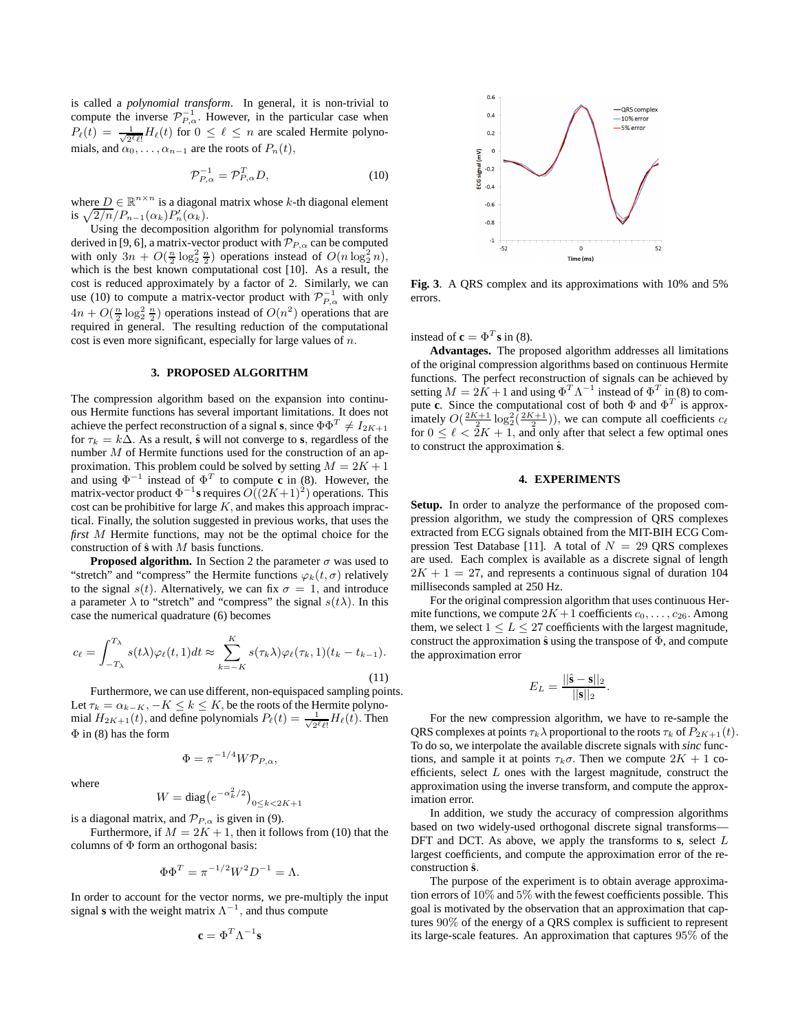is called a *polynomial transform*. In general, it is non-trivial to compute the inverse $\mathcal{P}_{P,\alpha}^{-1}$. However, in the particular case when $P_\ell(t) = \frac{1}{\sqrt{2^\ell \ell!}} H_\ell(t)$ for $0 \le \ell \le n$ are scaled Hermite polynomials, and $\alpha_0, \dots, \alpha_{n-1}$ are the roots of $P_n(t)$,

$$\mathcal{P}_{P,\alpha}^{-1} = \mathcal{P}_{P,\alpha}^T D, \tag{10}$$

where $D \in \mathbb{R}^{n \times n}$ is a diagonal matrix whose $k$-th diagonal element is $\sqrt{2/n}/P_{n-1}(\alpha_k)P_n'(\alpha_k)$.

Using the decomposition algorithm for polynomial transforms derived in [9, 6], a matrix-vector product with $\mathcal{P}_{P,\alpha}$ can be computed with only $3n + O(\frac{n}{2}\log_2^2 \frac{n}{2})$ operations instead of $O(n \log_2^2 n)$, which is the best known computational cost [10]. As a result, the cost is reduced approximately by a factor of 2. Similarly, we can use (10) to compute a matrix-vector product with $\mathcal{P}_{P,\alpha}^{-1}$ with only $4n + O(\frac{n}{2}\log_2^2 \frac{n}{2})$ operations instead of $O(n^2)$ operations that are required in general. The resulting reduction of the computational cost is even more significant, especially for large values of $n$.

## 3. PROPOSED ALGORITHM

The compression algorithm based on the expansion into continuous Hermite functions has several important limitations. It does not achieve the perfect reconstruction of a signal $\mathbf{s}$, since $\Phi\Phi^T \neq I_{2K+1}$ for $\tau_k = k\Delta$. As a result, $\hat{\mathbf{s}}$ will not converge to $\mathbf{s}$, regardless of the number $M$ of Hermite functions used for the construction of an approximation. This problem could be solved by setting $M = 2K+1$ and using $\Phi^{-1}$ instead of $\Phi^T$ to compute $\mathbf{c}$ in (8). However, the matrix-vector product $\Phi^{-1}\mathbf{s}$ requires $O((2K+1)^2)$ operations. This cost can be prohibitive for large $K$, and makes this approach impractical. Finally, the solution suggested in previous works, that uses the *first* $M$ Hermite functions, may not be the optimal choice for the construction of $\hat{\mathbf{s}}$ with $M$ basis functions.

**Proposed algorithm.** In Section 2 the parameter $\sigma$ was used to "stretch" and "compress" the Hermite functions $\varphi_k(t, \sigma)$ relatively to the signal $s(t)$. Alternatively, we can fix $\sigma = 1$, and introduce a parameter $\lambda$ to "stretch" and "compress" the signal $s(t\lambda)$. In this case the numerical quadrature (6) becomes

$$c_\ell = \int_{-T_\lambda}^{T_\lambda} s(t\lambda)\varphi_\ell(t,1)dt \approx \sum_{k=-K}^{K} s(\tau_k\lambda)\varphi_\ell(\tau_k,1)(t_k - t_{k-1}). \tag{11}$$

Furthermore, we can use different, non-equispaced sampling points. Let $\tau_k = \alpha_{k-K}$, $-K \le k \le K$, be the roots of the Hermite polynomial $H_{2K+1}(t)$, and define polynomials $P_\ell(t) = \frac{1}{\sqrt{2^\ell \ell!}} H_\ell(t)$. Then $\Phi$ in (8) has the form

$$\Phi = \pi^{-1/4} W \mathcal{P}_{P,\alpha},$$

where

$$W = \text{diag}\big(e^{-\alpha_k^2/2}\big)_{0 \le k < 2K+1}$$

is a diagonal matrix, and $\mathcal{P}_{P,\alpha}$ is given in (9).

Furthermore, if $M = 2K+1$, then it follows from (10) that the columns of $\Phi$ form an orthogonal basis:

$$\Phi\Phi^T = \pi^{-1/2} W^2 D^{-1} = \Lambda.$$

In order to account for the vector norms, we pre-multiply the input signal $\mathbf{s}$ with the weight matrix $\Lambda^{-1}$, and thus compute

$$\mathbf{c} = \Phi^T \Lambda^{-1} \mathbf{s}$$

**Fig. 3**. A QRS complex and its approximations with 10% and 5% errors.

instead of $\mathbf{c} = \Phi^T \mathbf{s}$ in (8).

**Advantages.** The proposed algorithm addresses all limitations of the original compression algorithms based on continuous Hermite functions. The perfect reconstruction of signals can be achieved by setting $M = 2K+1$ and using $\Phi^T \Lambda^{-1}$ instead of $\Phi^T$ in (8) to compute $\mathbf{c}$. Since the computational cost of both $\Phi$ and $\Phi^T$ is approximately $O(\frac{2K+1}{2}\log_2^2(\frac{2K+1}{2}))$, we can compute all coefficients $c_\ell$ for $0 \le \ell < 2K+1$, and only after that select a few optimal ones to construct the approximation $\hat{\mathbf{s}}$.

## 4. EXPERIMENTS

**Setup.** In order to analyze the performance of the proposed compression algorithm, we study the compression of QRS complexes extracted from ECG signals obtained from the MIT-BIH ECG Compression Test Database [11]. A total of $N = 29$ QRS complexes are used. Each complex is available as a discrete signal of length $2K+1 = 27$, and represents a continuous signal of duration 104 milliseconds sampled at 250 Hz.

For the original compression algorithm that uses continuous Hermite functions, we compute $2K+1$ coefficients $c_0, \dots, c_{26}$. Among them, we select $1 \le L \le 27$ coefficients with the largest magnitude, construct the approximation $\hat{\mathbf{s}}$ using the transpose of $\Phi$, and compute the approximation error

$$E_L = \frac{||\hat{\mathbf{s}} - \mathbf{s}||_2}{||\mathbf{s}||_2}.$$

For the new compression algorithm, we have to re-sample the QRS complexes at points $\tau_k\lambda$ proportional to the roots $\tau_k$ of $P_{2K+1}(t)$. To do so, we interpolate the available discrete signals with *sinc* functions, and sample it at points $\tau_k\sigma$. Then we compute $2K+1$ coefficients, select $L$ ones with the largest magnitude, construct the approximation using the inverse transform, and compute the approximation error.

In addition, we study the accuracy of compression algorithms based on two widely-used orthogonal discrete signal transforms—DFT and DCT. As above, we apply the transforms to $\mathbf{s}$, select $L$ largest coefficients, and compute the approximation error of the reconstruction $\hat{\mathbf{s}}$.

The purpose of the experiment is to obtain average approximation errors of 10% and 5% with the fewest coefficients possible. This goal is motivated by the observation that an approximation that captures 90% of the energy of a QRS complex is sufficient to represent its large-scale features. An approximation that captures 95% of the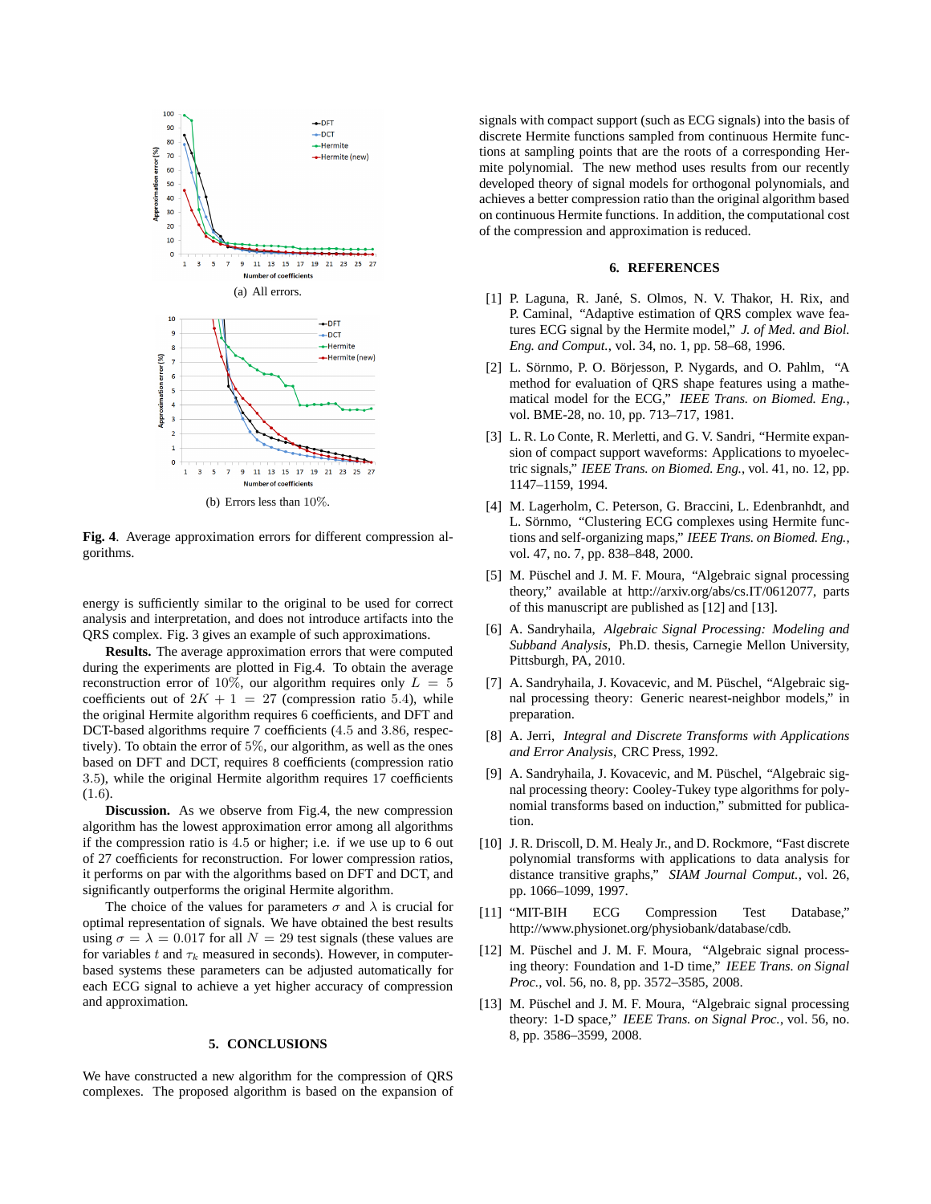100
90
80
70
60
50
40
30
20
10
0
Approximation error (%)
1 3 5 7 9 11 13 15 17 19 21 23 25 27
Number of coefficients
DFT
DCT
Hermite
Hermite (new)

(a) All errors.

10
9
8
7
6
5
4
3
2
1
0
Approximation error (%)
1 3 5 7 9 11 13 15 17 19 21 23 25 27
Number of coefficients
DFT
DCT
Hermite
Hermite (new)

(b) Errors less than 10%.

**Fig. 4**. Average approximation errors for different compression algorithms.

energy is sufficiently similar to the original to be used for correct analysis and interpretation, and does not introduce artifacts into the QRS complex. Fig. 3 gives an example of such approximations.

**Results.** The average approximation errors that were computed during the experiments are plotted in Fig.4. To obtain the average reconstruction error of $10\%$, our algorithm requires only $L = 5$ coefficients out of $2K + 1 = 27$ (compression ratio $5.4$), while the original Hermite algorithm requires 6 coefficients, and DFT and DCT-based algorithms require 7 coefficients ($4.5$ and $3.86$, respectively). To obtain the error of $5\%$, our algorithm, as well as the ones based on DFT and DCT, requires 8 coefficients (compression ratio $3.5$), while the original Hermite algorithm requires 17 coefficients ($1.6$).

**Discussion.** As we observe from Fig.4, the new compression algorithm has the lowest approximation error among all algorithms if the compression ratio is $4.5$ or higher; i.e. if we use up to 6 out of 27 coefficients for reconstruction. For lower compression ratios, it performs on par with the algorithms based on DFT and DCT, and significantly outperforms the original Hermite algorithm.

The choice of the values for parameters $\sigma$ and $\lambda$ is crucial for optimal representation of signals. We have obtained the best results using $\sigma = \lambda = 0.017$ for all $N = 29$ test signals (these values are for variables $t$ and $\tau_k$ measured in seconds). However, in computer-based systems these parameters can be adjusted automatically for each ECG signal to achieve a yet higher accuracy of compression and approximation.

## 5. CONCLUSIONS

We have constructed a new algorithm for the compression of QRS complexes. The proposed algorithm is based on the expansion of signals with compact support (such as ECG signals) into the basis of discrete Hermite functions sampled from continuous Hermite functions at sampling points that are the roots of a corresponding Hermite polynomial. The new method uses results from our recently developed theory of signal models for orthogonal polynomials, and achieves a better compression ratio than the original algorithm based on continuous Hermite functions. In addition, the computational cost of the compression and approximation is reduced.

## 6. REFERENCES

[1] P. Laguna, R. Jané, S. Olmos, N. V. Thakor, H. Rix, and P. Caminal, "Adaptive estimation of QRS complex wave features ECG signal by the Hermite model," *J. of Med. and Biol. Eng. and Comput.*, vol. 34, no. 1, pp. 58–68, 1996.

[2] L. Sörnmo, P. O. Börjesson, P. Nygards, and O. Pahlm, "A method for evaluation of QRS shape features using a mathematical model for the ECG," *IEEE Trans. on Biomed. Eng.*, vol. BME-28, no. 10, pp. 713–717, 1981.

[3] L. R. Lo Conte, R. Merletti, and G. V. Sandri, "Hermite expansion of compact support waveforms: Applications to myoelectric signals," *IEEE Trans. on Biomed. Eng.*, vol. 41, no. 12, pp. 1147–1159, 1994.

[4] M. Lagerholm, C. Peterson, G. Braccini, L. Edenbranhdt, and L. Sörnmo, "Clustering ECG complexes using Hermite functions and self-organizing maps," *IEEE Trans. on Biomed. Eng.*, vol. 47, no. 7, pp. 838–848, 2000.

[5] M. Püschel and J. M. F. Moura, "Algebraic signal processing theory," available at http://arxiv.org/abs/cs.IT/0612077, parts of this manuscript are published as [12] and [13].

[6] A. Sandryhaila, *Algebraic Signal Processing: Modeling and Subband Analysis*, Ph.D. thesis, Carnegie Mellon University, Pittsburgh, PA, 2010.

[7] A. Sandryhaila, J. Kovacevic, and M. Püschel, "Algebraic signal processing theory: Generic nearest-neighbor models," in preparation.

[8] A. Jerri, *Integral and Discrete Transforms with Applications and Error Analysis*, CRC Press, 1992.

[9] A. Sandryhaila, J. Kovacevic, and M. Püschel, "Algebraic signal processing theory: Cooley-Tukey type algorithms for polynomial transforms based on induction," submitted for publication.

[10] J. R. Driscoll, D. M. Healy Jr., and D. Rockmore, "Fast discrete polynomial transforms with applications to data analysis for distance transitive graphs," *SIAM Journal Comput.*, vol. 26, pp. 1066–1099, 1997.

[11] "MIT-BIH ECG Compression Test Database," http://www.physionet.org/physiobank/database/cdb.

[12] M. Püschel and J. M. F. Moura, "Algebraic signal processing theory: Foundation and 1-D time," *IEEE Trans. on Signal Proc.*, vol. 56, no. 8, pp. 3572–3585, 2008.

[13] M. Püschel and J. M. F. Moura, "Algebraic signal processing theory: 1-D space," *IEEE Trans. on Signal Proc.*, vol. 56, no. 8, pp. 3586–3599, 2008.